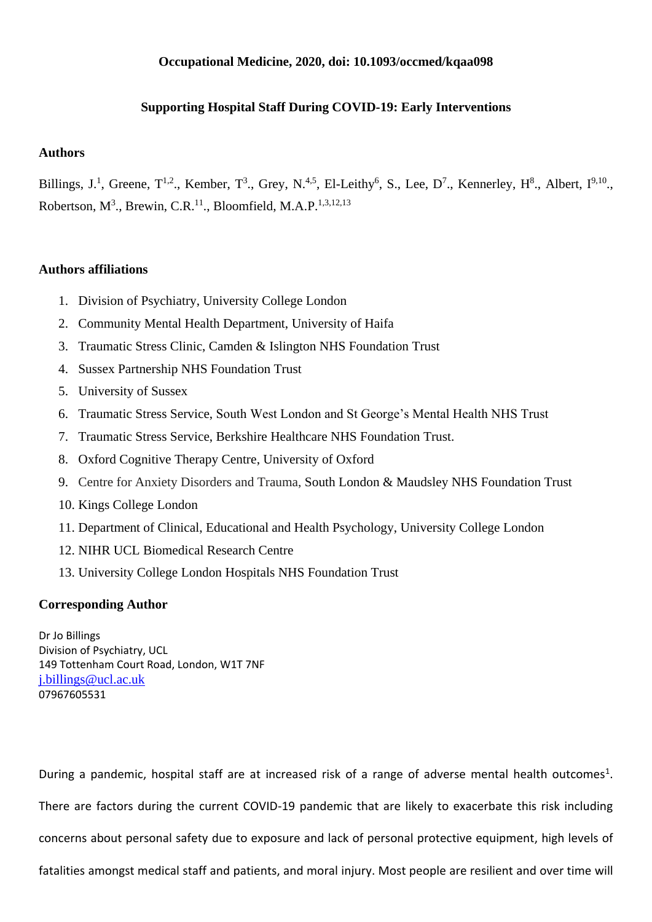**Occupational Medicine, 2020, doi: 10.1093/occmed/kqaa098**

# Supporting Hospital Staff During COVID-19: Early Interventions

## Authors

Billings, J.[1], Greene, T[1,2]., Kember, T[3]., Grey, N.[4,5], El-Leithy[6], S., Lee, D[7]., Kennerley, H[8]., Albert, I[9,10]., Robertson, M[3]., Brewin, C.R.[11]., Bloomfield, M.A.P.[1,3,12,13]

## Authors affiliations

1. Division of Psychiatry, University College London
2. Community Mental Health Department, University of Haifa
3. Traumatic Stress Clinic, Camden & Islington NHS Foundation Trust
4. Sussex Partnership NHS Foundation Trust
5. University of Sussex
6. Traumatic Stress Service, South West London and St George's Mental Health NHS Trust
7. Traumatic Stress Service, Berkshire Healthcare NHS Foundation Trust.
8. Oxford Cognitive Therapy Centre, University of Oxford
9. Centre for Anxiety Disorders and Trauma, South London & Maudsley NHS Foundation Trust
10. Kings College London
11. Department of Clinical, Educational and Health Psychology, University College London
12. NIHR UCL Biomedical Research Centre
13. University College London Hospitals NHS Foundation Trust

## Corresponding Author

Dr Jo Billings
Division of Psychiatry, UCL
149 Tottenham Court Road, London, W1T 7NF
j.billings@ucl.ac.uk
07967605531

During a pandemic, hospital staff are at increased risk of a range of adverse mental health outcomes[1]. There are factors during the current COVID-19 pandemic that are likely to exacerbate this risk including concerns about personal safety due to exposure and lack of personal protective equipment, high levels of fatalities amongst medical staff and patients, and moral injury. Most people are resilient and over time will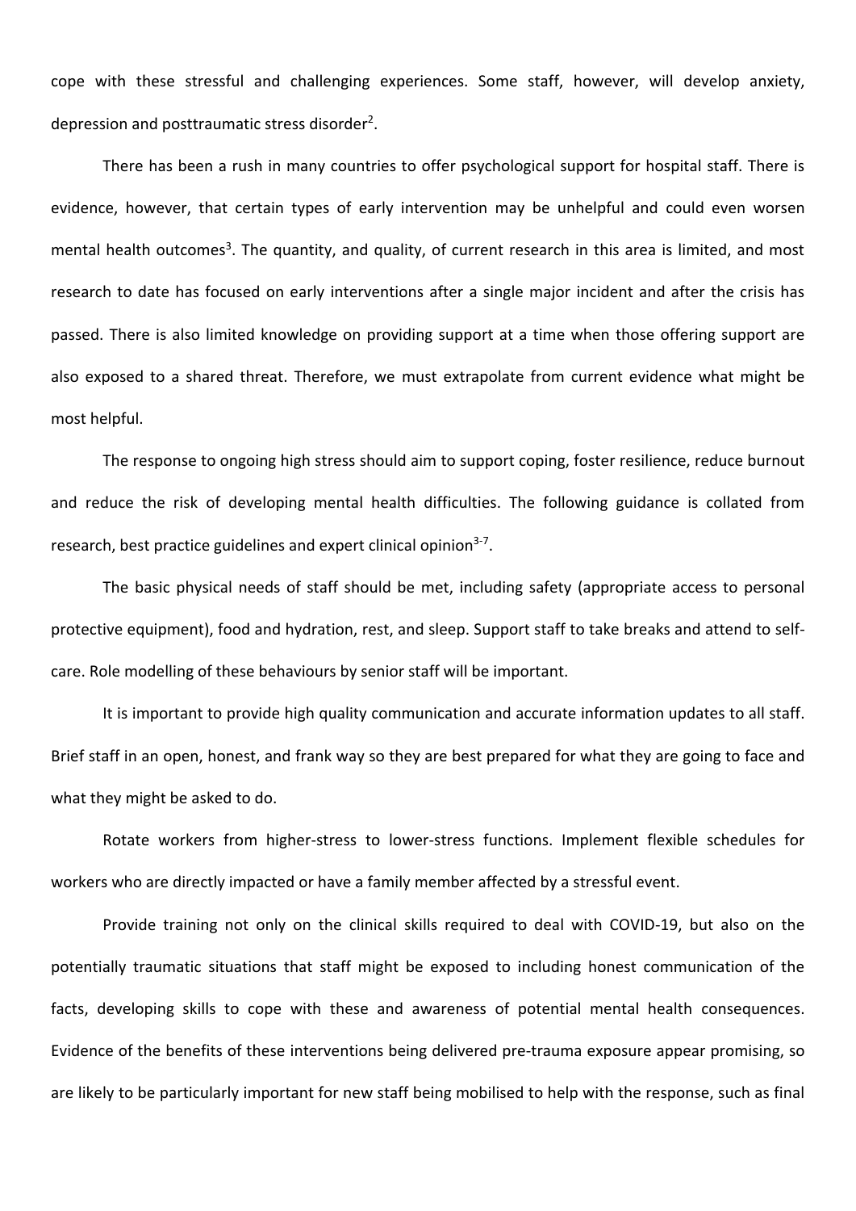cope with these stressful and challenging experiences. Some staff, however, will develop anxiety, depression and posttraumatic stress disorder[2].

There has been a rush in many countries to offer psychological support for hospital staff. There is evidence, however, that certain types of early intervention may be unhelpful and could even worsen mental health outcomes[3]. The quantity, and quality, of current research in this area is limited, and most research to date has focused on early interventions after a single major incident and after the crisis has passed. There is also limited knowledge on providing support at a time when those offering support are also exposed to a shared threat. Therefore, we must extrapolate from current evidence what might be most helpful.

The response to ongoing high stress should aim to support coping, foster resilience, reduce burnout and reduce the risk of developing mental health difficulties. The following guidance is collated from research, best practice guidelines and expert clinical opinion[3-7].

The basic physical needs of staff should be met, including safety (appropriate access to personal protective equipment), food and hydration, rest, and sleep. Support staff to take breaks and attend to self-care. Role modelling of these behaviours by senior staff will be important.

It is important to provide high quality communication and accurate information updates to all staff. Brief staff in an open, honest, and frank way so they are best prepared for what they are going to face and what they might be asked to do.

Rotate workers from higher-stress to lower-stress functions. Implement flexible schedules for workers who are directly impacted or have a family member affected by a stressful event.

Provide training not only on the clinical skills required to deal with COVID-19, but also on the potentially traumatic situations that staff might be exposed to including honest communication of the facts, developing skills to cope with these and awareness of potential mental health consequences. Evidence of the benefits of these interventions being delivered pre-trauma exposure appear promising, so are likely to be particularly important for new staff being mobilised to help with the response, such as final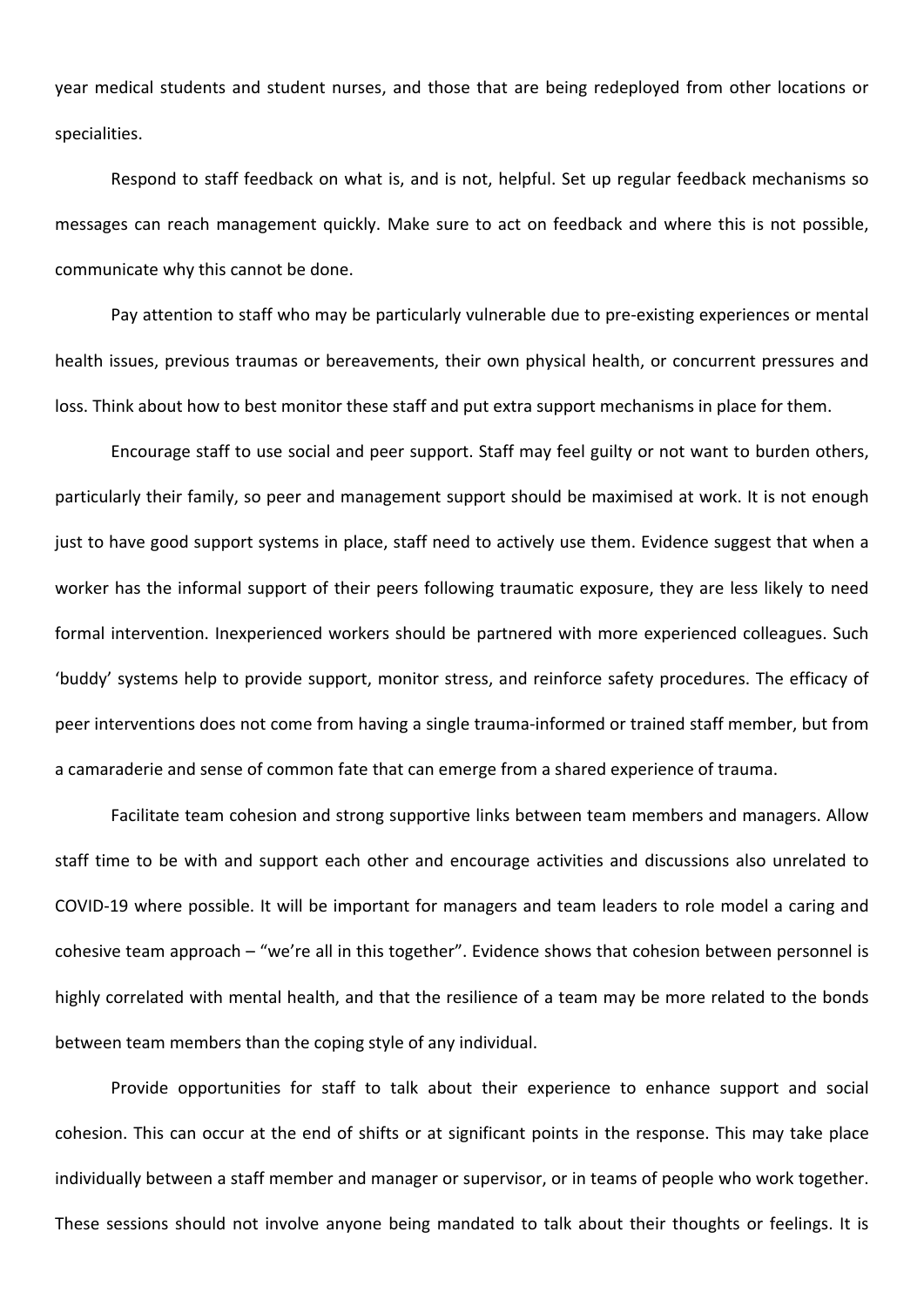year medical students and student nurses, and those that are being redeployed from other locations or specialities.

Respond to staff feedback on what is, and is not, helpful. Set up regular feedback mechanisms so messages can reach management quickly. Make sure to act on feedback and where this is not possible, communicate why this cannot be done.

Pay attention to staff who may be particularly vulnerable due to pre-existing experiences or mental health issues, previous traumas or bereavements, their own physical health, or concurrent pressures and loss. Think about how to best monitor these staff and put extra support mechanisms in place for them.

Encourage staff to use social and peer support. Staff may feel guilty or not want to burden others, particularly their family, so peer and management support should be maximised at work. It is not enough just to have good support systems in place, staff need to actively use them. Evidence suggest that when a worker has the informal support of their peers following traumatic exposure, they are less likely to need formal intervention. Inexperienced workers should be partnered with more experienced colleagues. Such 'buddy' systems help to provide support, monitor stress, and reinforce safety procedures. The efficacy of peer interventions does not come from having a single trauma-informed or trained staff member, but from a camaraderie and sense of common fate that can emerge from a shared experience of trauma.

Facilitate team cohesion and strong supportive links between team members and managers. Allow staff time to be with and support each other and encourage activities and discussions also unrelated to COVID-19 where possible. It will be important for managers and team leaders to role model a caring and cohesive team approach – "we're all in this together". Evidence shows that cohesion between personnel is highly correlated with mental health, and that the resilience of a team may be more related to the bonds between team members than the coping style of any individual.

Provide opportunities for staff to talk about their experience to enhance support and social cohesion. This can occur at the end of shifts or at significant points in the response. This may take place individually between a staff member and manager or supervisor, or in teams of people who work together. These sessions should not involve anyone being mandated to talk about their thoughts or feelings. It is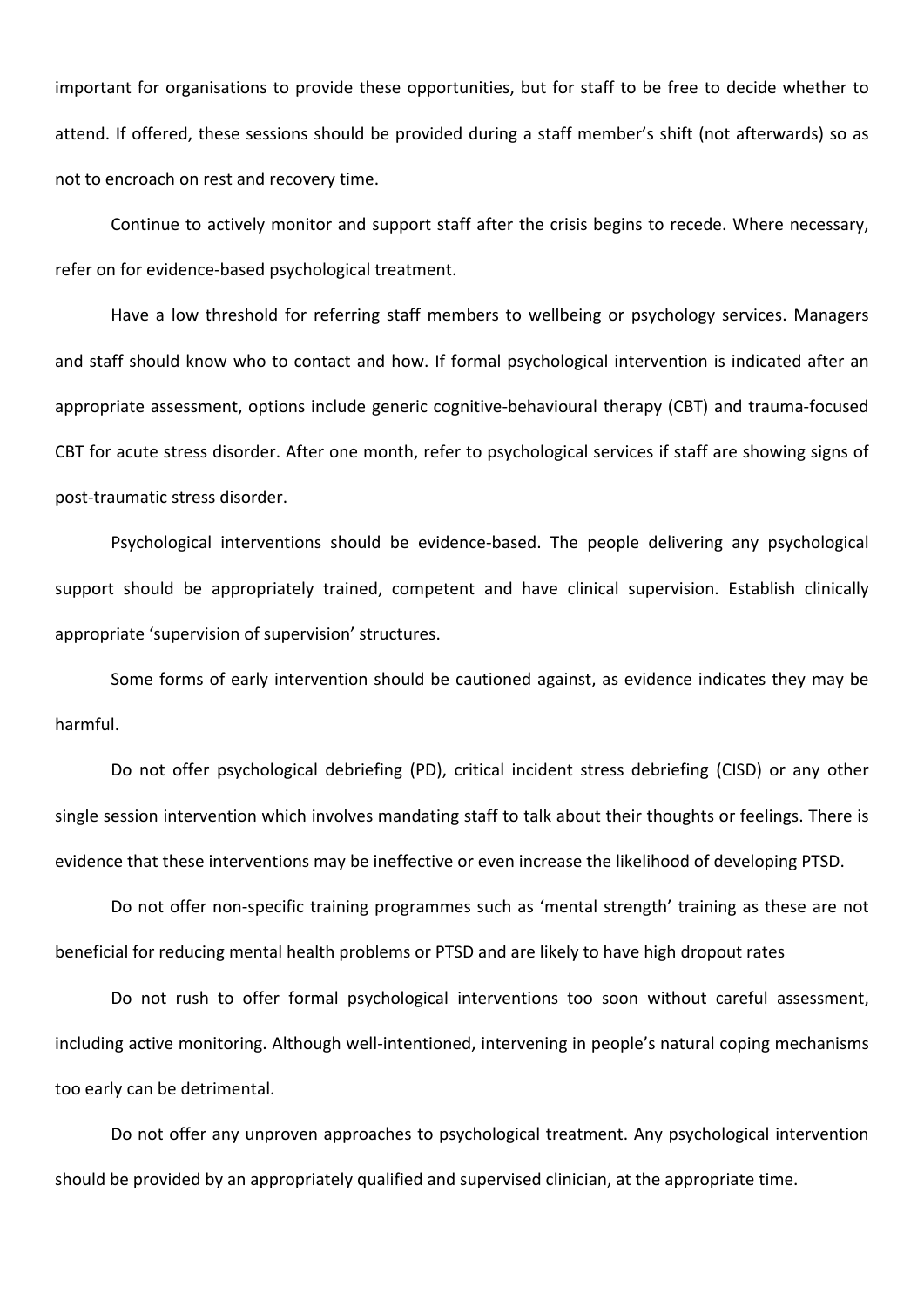important for organisations to provide these opportunities, but for staff to be free to decide whether to attend. If offered, these sessions should be provided during a staff member's shift (not afterwards) so as not to encroach on rest and recovery time.

Continue to actively monitor and support staff after the crisis begins to recede. Where necessary, refer on for evidence-based psychological treatment.

Have a low threshold for referring staff members to wellbeing or psychology services. Managers and staff should know who to contact and how. If formal psychological intervention is indicated after an appropriate assessment, options include generic cognitive-behavioural therapy (CBT) and trauma-focused CBT for acute stress disorder. After one month, refer to psychological services if staff are showing signs of post-traumatic stress disorder.

Psychological interventions should be evidence-based. The people delivering any psychological support should be appropriately trained, competent and have clinical supervision. Establish clinically appropriate 'supervision of supervision' structures.

Some forms of early intervention should be cautioned against, as evidence indicates they may be harmful.

Do not offer psychological debriefing (PD), critical incident stress debriefing (CISD) or any other single session intervention which involves mandating staff to talk about their thoughts or feelings. There is evidence that these interventions may be ineffective or even increase the likelihood of developing PTSD.

Do not offer non-specific training programmes such as 'mental strength' training as these are not beneficial for reducing mental health problems or PTSD and are likely to have high dropout rates

Do not rush to offer formal psychological interventions too soon without careful assessment, including active monitoring. Although well-intentioned, intervening in people's natural coping mechanisms too early can be detrimental.

Do not offer any unproven approaches to psychological treatment. Any psychological intervention should be provided by an appropriately qualified and supervised clinician, at the appropriate time.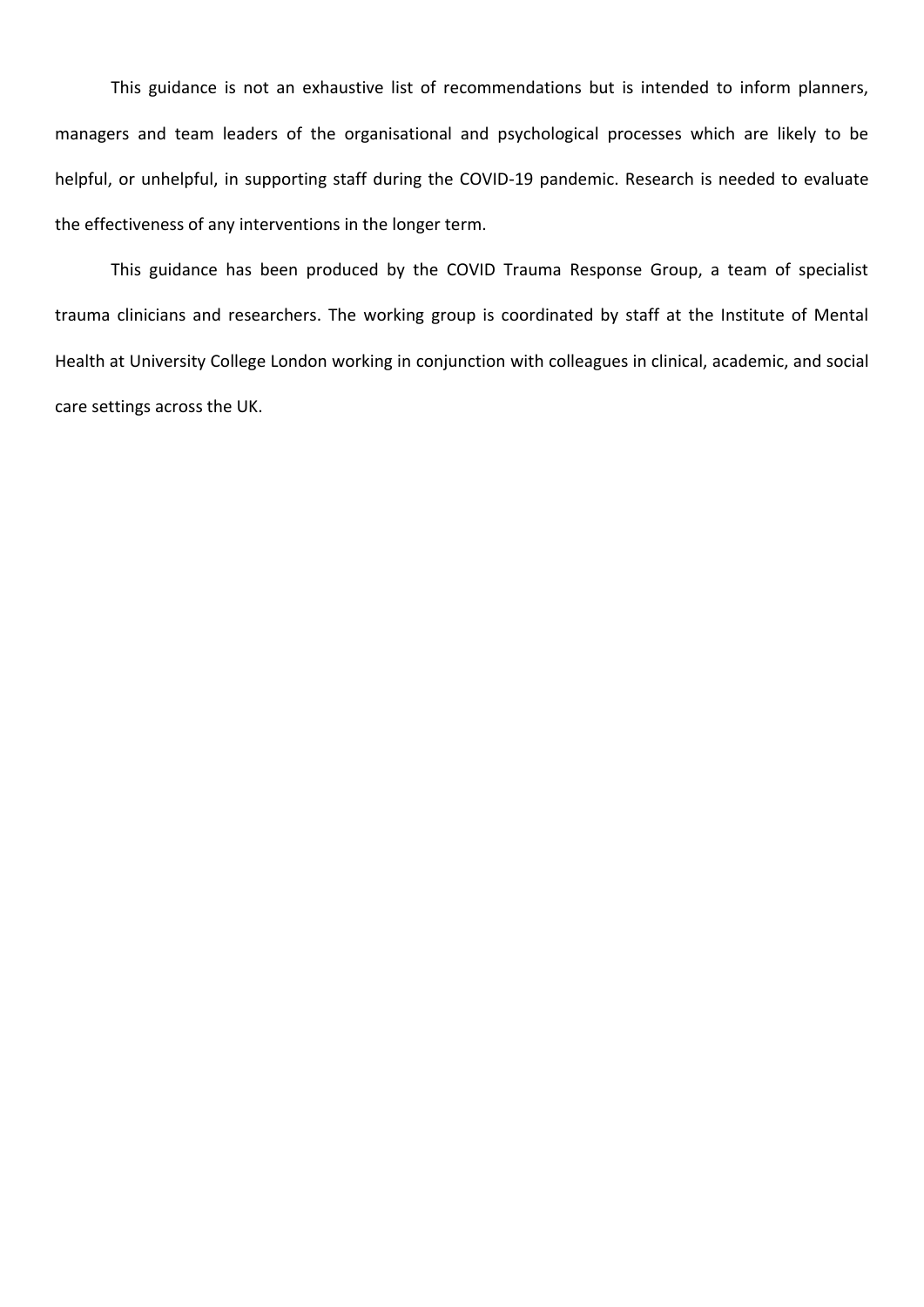This guidance is not an exhaustive list of recommendations but is intended to inform planners, managers and team leaders of the organisational and psychological processes which are likely to be helpful, or unhelpful, in supporting staff during the COVID-19 pandemic. Research is needed to evaluate the effectiveness of any interventions in the longer term.

This guidance has been produced by the COVID Trauma Response Group, a team of specialist trauma clinicians and researchers. The working group is coordinated by staff at the Institute of Mental Health at University College London working in conjunction with colleagues in clinical, academic, and social care settings across the UK.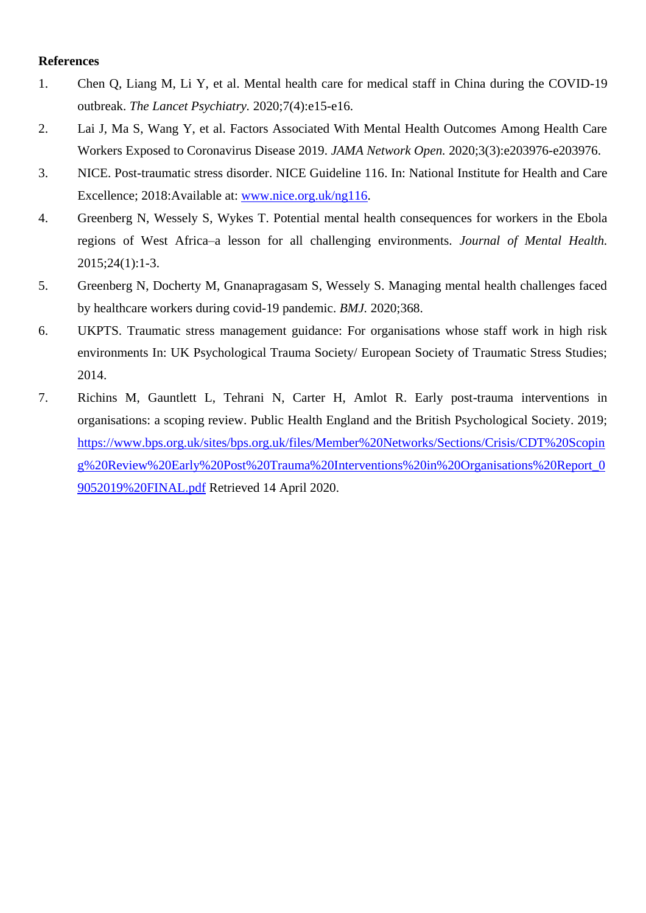**References**

1. Chen Q, Liang M, Li Y, et al. Mental health care for medical staff in China during the COVID-19 outbreak. *The Lancet Psychiatry.* 2020;7(4):e15-e16.
2. Lai J, Ma S, Wang Y, et al. Factors Associated With Mental Health Outcomes Among Health Care Workers Exposed to Coronavirus Disease 2019. *JAMA Network Open.* 2020;3(3):e203976-e203976.
3. NICE. Post-traumatic stress disorder. NICE Guideline 116. In: National Institute for Health and Care Excellence; 2018:Available at: [www.nice.org.uk/ng116](www.nice.org.uk/ng116).
4. Greenberg N, Wessely S, Wykes T. Potential mental health consequences for workers in the Ebola regions of West Africa–a lesson for all challenging environments. *Journal of Mental Health.* 2015;24(1):1-3.
5. Greenberg N, Docherty M, Gnanapragasam S, Wessely S. Managing mental health challenges faced by healthcare workers during covid-19 pandemic. *BMJ.* 2020;368.
6. UKPTS. Traumatic stress management guidance: For organisations whose staff work in high risk environments In: UK Psychological Trauma Society/ European Society of Traumatic Stress Studies; 2014.
7. Richins M, Gauntlett L, Tehrani N, Carter H, Amlot R. Early post-trauma interventions in organisations: a scoping review. Public Health England and the British Psychological Society. 2019; [https://www.bps.org.uk/sites/bps.org.uk/files/Member%20Networks/Sections/Crisis/CDT%20Scoping%20Review%20Early%20Post%20Trauma%20Interventions%20in%20Organisations%20Report_09052019%20FINAL.pdf](https://www.bps.org.uk/sites/bps.org.uk/files/Member%20Networks/Sections/Crisis/CDT%20Scoping%20Review%20Early%20Post%20Trauma%20Interventions%20in%20Organisations%20Report_09052019%20FINAL.pdf) Retrieved 14 April 2020.